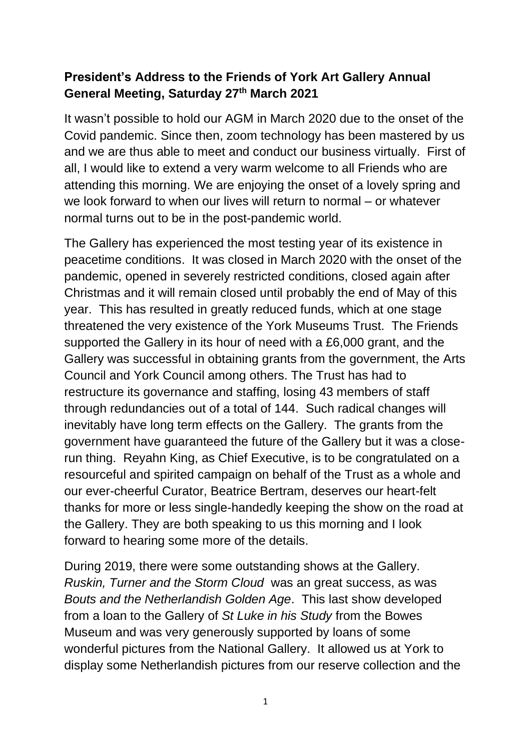## President's Address to the Friends of York Art Gallery Annual General Meeting, Saturday 27th March 2021

It wasn't possible to hold our AGM in March 2020 due to the onset of the Covid pandemic. Since then, zoom technology has been mastered by us and we are thus able to meet and conduct our business virtually. First of all, I would like to extend a very warm welcome to all Friends who are attending this morning. We are enjoying the onset of a lovely spring and we look forward to when our lives will return to normal – or whatever normal turns out to be in the post-pandemic world.

The Gallery has experienced the most testing year of its existence in peacetime conditions. It was closed in March 2020 with the onset of the pandemic, opened in severely restricted conditions, closed again after Christmas and it will remain closed until probably the end of May of this year. This has resulted in greatly reduced funds, which at one stage threatened the very existence of the York Museums Trust. The Friends supported the Gallery in its hour of need with a £6,000 grant, and the Gallery was successful in obtaining grants from the government, the Arts Council and York Council among others. The Trust has had to restructure its governance and staffing, losing 43 members of staff through redundancies out of a total of 144. Such radical changes will inevitably have long term effects on the Gallery. The grants from the government have guaranteed the future of the Gallery but it was a close-run thing. Reyahn King, as Chief Executive, is to be congratulated on a resourceful and spirited campaign on behalf of the Trust as a whole and our ever-cheerful Curator, Beatrice Bertram, deserves our heart-felt thanks for more or less single-handedly keeping the show on the road at the Gallery. They are both speaking to us this morning and I look forward to hearing some more of the details.

During 2019, there were some outstanding shows at the Gallery. *Ruskin, Turner and the Storm Cloud* was an great success, as was *Bouts and the Netherlandish Golden Age*. This last show developed from a loan to the Gallery of *St Luke in his Study* from the Bowes Museum and was very generously supported by loans of some wonderful pictures from the National Gallery. It allowed us at York to display some Netherlandish pictures from our reserve collection and the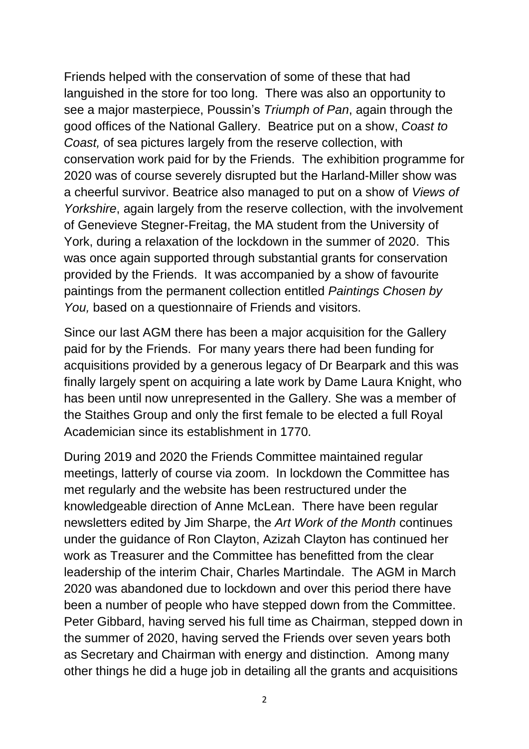Friends helped with the conservation of some of these that had languished in the store for too long. There was also an opportunity to see a major masterpiece, Poussin's *Triumph of Pan*, again through the good offices of the National Gallery. Beatrice put on a show, *Coast to Coast,* of sea pictures largely from the reserve collection, with conservation work paid for by the Friends. The exhibition programme for 2020 was of course severely disrupted but the Harland-Miller show was a cheerful survivor. Beatrice also managed to put on a show of *Views of Yorkshire*, again largely from the reserve collection, with the involvement of Genevieve Stegner-Freitag, the MA student from the University of York, during a relaxation of the lockdown in the summer of 2020. This was once again supported through substantial grants for conservation provided by the Friends. It was accompanied by a show of favourite paintings from the permanent collection entitled *Paintings Chosen by You,* based on a questionnaire of Friends and visitors.

Since our last AGM there has been a major acquisition for the Gallery paid for by the Friends. For many years there had been funding for acquisitions provided by a generous legacy of Dr Bearpark and this was finally largely spent on acquiring a late work by Dame Laura Knight, who has been until now unrepresented in the Gallery. She was a member of the Staithes Group and only the first female to be elected a full Royal Academician since its establishment in 1770.

During 2019 and 2020 the Friends Committee maintained regular meetings, latterly of course via zoom. In lockdown the Committee has met regularly and the website has been restructured under the knowledgeable direction of Anne McLean. There have been regular newsletters edited by Jim Sharpe, the *Art Work of the Month* continues under the guidance of Ron Clayton, Azizah Clayton has continued her work as Treasurer and the Committee has benefitted from the clear leadership of the interim Chair, Charles Martindale. The AGM in March 2020 was abandoned due to lockdown and over this period there have been a number of people who have stepped down from the Committee. Peter Gibbard, having served his full time as Chairman, stepped down in the summer of 2020, having served the Friends over seven years both as Secretary and Chairman with energy and distinction. Among many other things he did a huge job in detailing all the grants and acquisitions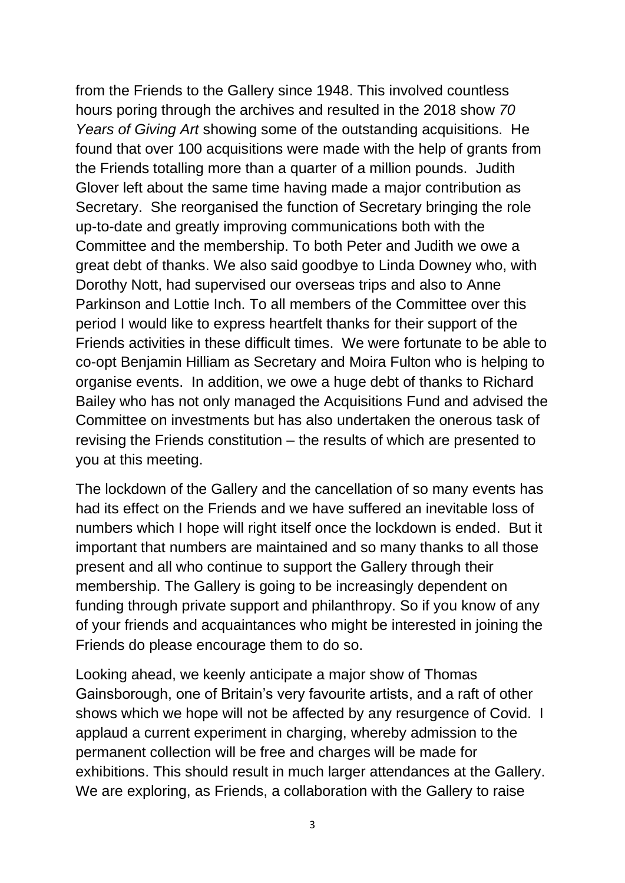from the Friends to the Gallery since 1948. This involved countless hours poring through the archives and resulted in the 2018 show *70 Years of Giving Art* showing some of the outstanding acquisitions. He found that over 100 acquisitions were made with the help of grants from the Friends totalling more than a quarter of a million pounds. Judith Glover left about the same time having made a major contribution as Secretary. She reorganised the function of Secretary bringing the role up-to-date and greatly improving communications both with the Committee and the membership. To both Peter and Judith we owe a great debt of thanks. We also said goodbye to Linda Downey who, with Dorothy Nott, had supervised our overseas trips and also to Anne Parkinson and Lottie Inch. To all members of the Committee over this period I would like to express heartfelt thanks for their support of the Friends activities in these difficult times. We were fortunate to be able to co-opt Benjamin Hilliam as Secretary and Moira Fulton who is helping to organise events. In addition, we owe a huge debt of thanks to Richard Bailey who has not only managed the Acquisitions Fund and advised the Committee on investments but has also undertaken the onerous task of revising the Friends constitution – the results of which are presented to you at this meeting.

The lockdown of the Gallery and the cancellation of so many events has had its effect on the Friends and we have suffered an inevitable loss of numbers which I hope will right itself once the lockdown is ended. But it important that numbers are maintained and so many thanks to all those present and all who continue to support the Gallery through their membership. The Gallery is going to be increasingly dependent on funding through private support and philanthropy. So if you know of any of your friends and acquaintances who might be interested in joining the Friends do please encourage them to do so.

Looking ahead, we keenly anticipate a major show of Thomas Gainsborough, one of Britain's very favourite artists, and a raft of other shows which we hope will not be affected by any resurgence of Covid. I applaud a current experiment in charging, whereby admission to the permanent collection will be free and charges will be made for exhibitions. This should result in much larger attendances at the Gallery. We are exploring, as Friends, a collaboration with the Gallery to raise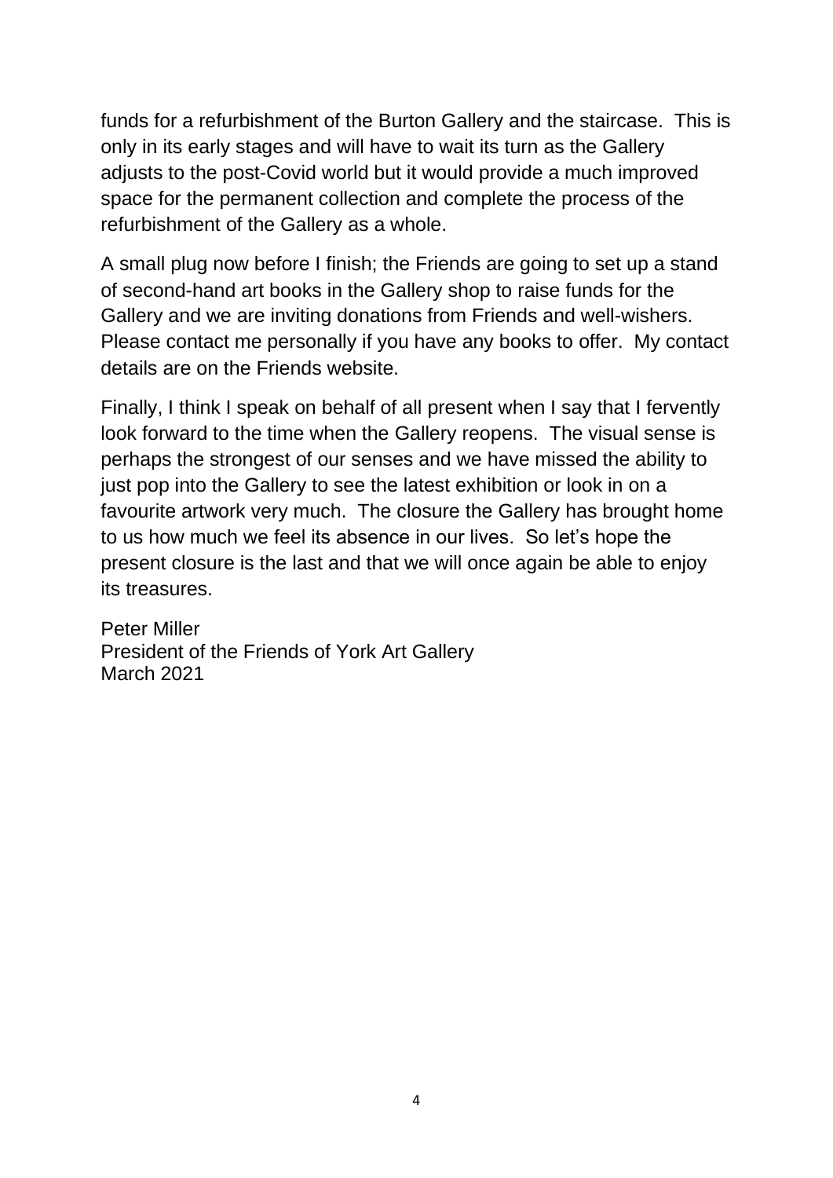funds for a refurbishment of the Burton Gallery and the staircase. This is only in its early stages and will have to wait its turn as the Gallery adjusts to the post-Covid world but it would provide a much improved space for the permanent collection and complete the process of the refurbishment of the Gallery as a whole.

A small plug now before I finish; the Friends are going to set up a stand of second-hand art books in the Gallery shop to raise funds for the Gallery and we are inviting donations from Friends and well-wishers. Please contact me personally if you have any books to offer. My contact details are on the Friends website.

Finally, I think I speak on behalf of all present when I say that I fervently look forward to the time when the Gallery reopens. The visual sense is perhaps the strongest of our senses and we have missed the ability to just pop into the Gallery to see the latest exhibition or look in on a favourite artwork very much. The closure the Gallery has brought home to us how much we feel its absence in our lives. So let's hope the present closure is the last and that we will once again be able to enjoy its treasures.

Peter Miller
President of the Friends of York Art Gallery
March 2021